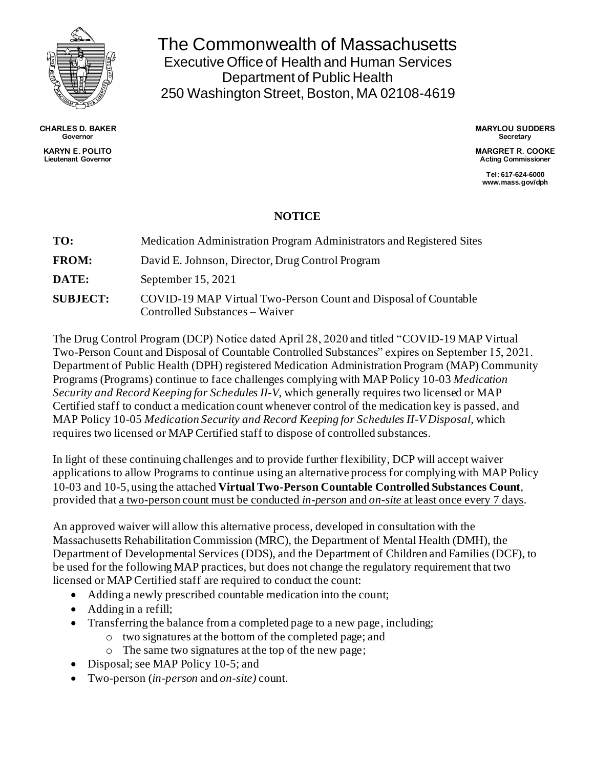# The Commonwealth of Massachusetts
Executive Office of Health and Human Services
Department of Public Health
250 Washington Street, Boston, MA 02108-4619

**CHARLES D. BAKER**
**Governor**

**KARYN E. POLITO**
**Lieutenant Governor**

**MARYLOU SUDDERS**
**Secretary**

**MARGRET R. COOKE**
**Acting Commissioner**

**Tel: 617-624-6000**
**www.mass.gov/dph**

## NOTICE

**TO:** Medication Administration Program Administrators and Registered Sites

**FROM:** David E. Johnson, Director, Drug Control Program

**DATE:** September 15, 2021

**SUBJECT:** COVID-19 MAP Virtual Two-Person Count and Disposal of Countable Controlled Substances – Waiver

The Drug Control Program (DCP) Notice dated April 28, 2020 and titled "COVID-19 MAP Virtual Two-Person Count and Disposal of Countable Controlled Substances" expires on September 15, 2021. Department of Public Health (DPH) registered Medication Administration Program (MAP) Community Programs (Programs) continue to face challenges complying with MAP Policy 10-03 *Medication Security and Record Keeping for Schedules II-V*, which generally requires two licensed or MAP Certified staff to conduct a medication count whenever control of the medication key is passed, and MAP Policy 10-05 *Medication Security and Record Keeping for Schedules II-V Disposal*, which requires two licensed or MAP Certified staff to dispose of controlled substances.

In light of these continuing challenges and to provide further flexibility, DCP will accept waiver applications to allow Programs to continue using an alternative process for complying with MAP Policy 10-03 and 10-5, using the attached **Virtual Two-Person Countable Controlled Substances Count**, provided that a two-person count must be conducted *in-person* and *on-site* at least once every 7 days.

An approved waiver will allow this alternative process, developed in consultation with the Massachusetts Rehabilitation Commission (MRC), the Department of Mental Health (DMH), the Department of Developmental Services (DDS), and the Department of Children and Families (DCF), to be used for the following MAP practices, but does not change the regulatory requirement that two licensed or MAP Certified staff are required to conduct the count:

- Adding a newly prescribed countable medication into the count;
- Adding in a refill;
- Transferring the balance from a completed page to a new page, including;
  - two signatures at the bottom of the completed page; and
  - The same two signatures at the top of the new page;
- Disposal; see MAP Policy 10-5; and
- Two-person (*in-person* and *on-site)* count.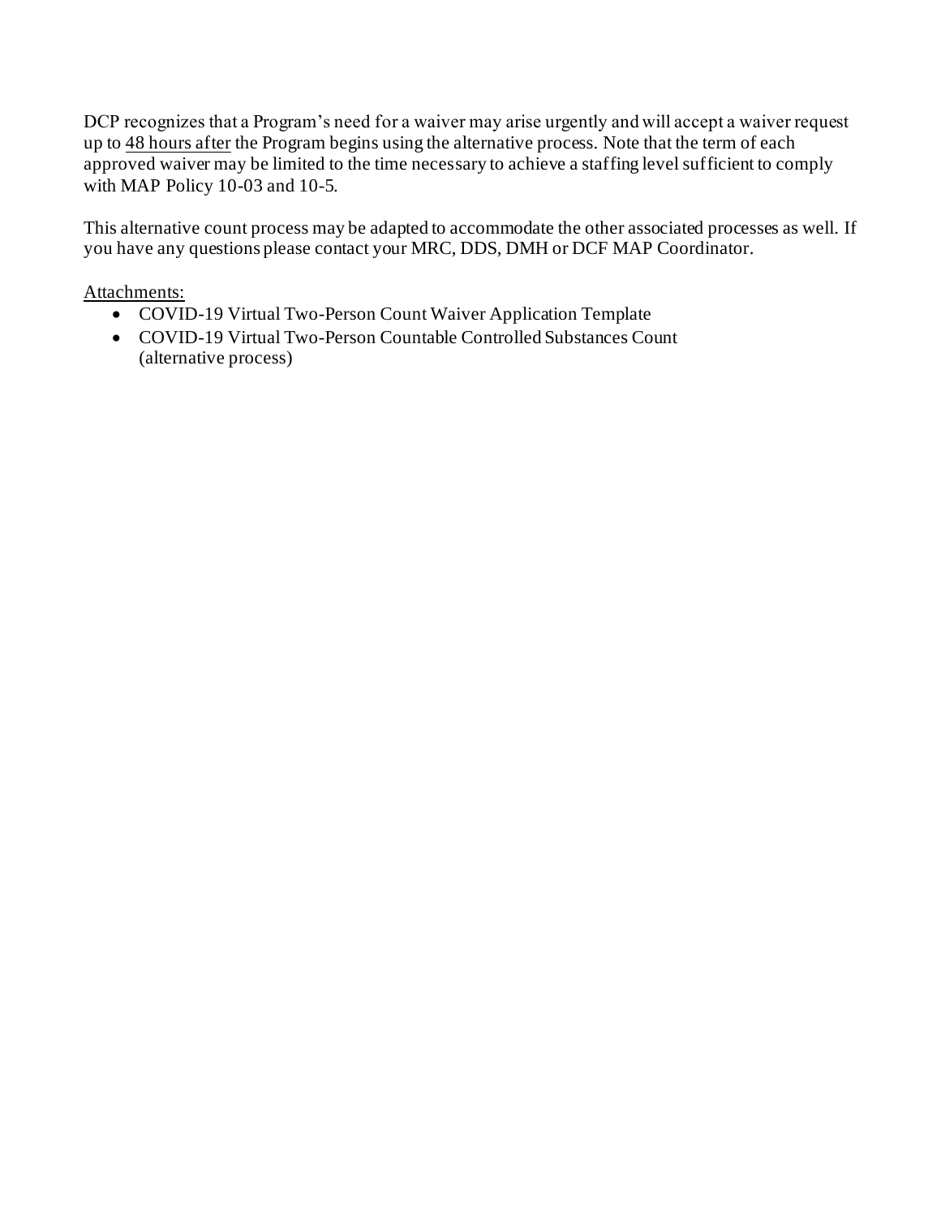DCP recognizes that a Program's need for a waiver may arise urgently and will accept a waiver request up to <u>48 hours after</u> the Program begins using the alternative process. Note that the term of each approved waiver may be limited to the time necessary to achieve a staffing level sufficient to comply with MAP Policy 10-03 and 10-5.

This alternative count process may be adapted to accommodate the other associated processes as well. If you have any questions please contact your MRC, DDS, DMH or DCF MAP Coordinator.

<u>Attachments:</u>

- COVID-19 Virtual Two-Person Count Waiver Application Template
- COVID-19 Virtual Two-Person Countable Controlled Substances Count (alternative process)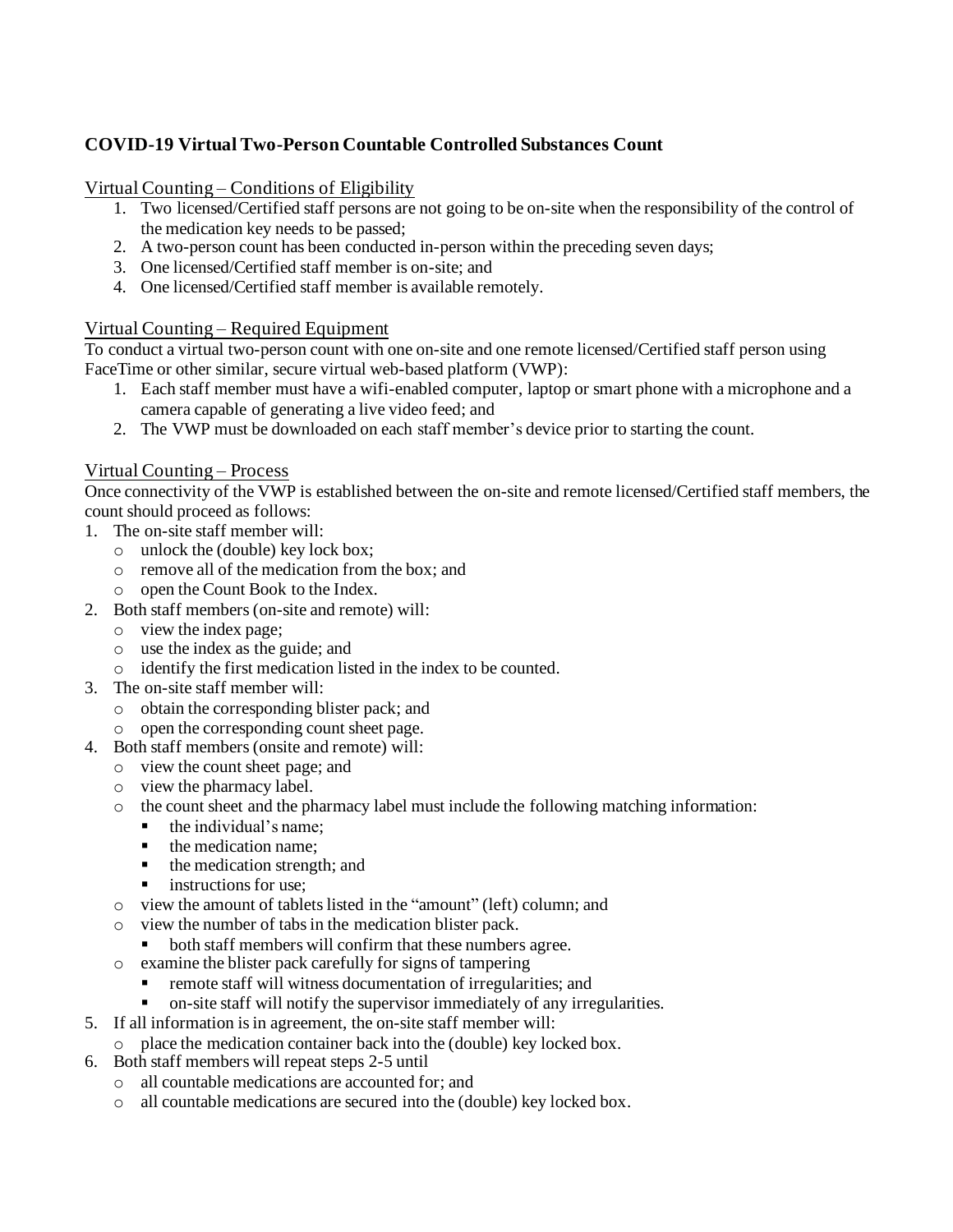**COVID-19 Virtual Two-Person Countable Controlled Substances Count**

Virtual Counting – Conditions of Eligibility

1. Two licensed/Certified staff persons are not going to be on-site when the responsibility of the control of the medication key needs to be passed;
2. A two-person count has been conducted in-person within the preceding seven days;
3. One licensed/Certified staff member is on-site; and
4. One licensed/Certified staff member is available remotely.

Virtual Counting – Required Equipment

To conduct a virtual two-person count with one on-site and one remote licensed/Certified staff person using FaceTime or other similar, secure virtual web-based platform (VWP):

1. Each staff member must have a wifi-enabled computer, laptop or smart phone with a microphone and a camera capable of generating a live video feed; and
2. The VWP must be downloaded on each staff member's device prior to starting the count.

Virtual Counting – Process

Once connectivity of the VWP is established between the on-site and remote licensed/Certified staff members, the count should proceed as follows:

1. The on-site staff member will:
   - unlock the (double) key lock box;
   - remove all of the medication from the box; and
   - open the Count Book to the Index.
2. Both staff members (on-site and remote) will:
   - view the index page;
   - use the index as the guide; and
   - identify the first medication listed in the index to be counted.
3. The on-site staff member will:
   - obtain the corresponding blister pack; and
   - open the corresponding count sheet page.
4. Both staff members (onsite and remote) will:
   - view the count sheet page; and
   - view the pharmacy label.
   - the count sheet and the pharmacy label must include the following matching information:
     - the individual's name;
     - the medication name;
     - the medication strength; and
     - instructions for use;
   - view the amount of tablets listed in the "amount" (left) column; and
   - view the number of tabs in the medication blister pack.
     - both staff members will confirm that these numbers agree.
   - examine the blister pack carefully for signs of tampering
     - remote staff will witness documentation of irregularities; and
     - on-site staff will notify the supervisor immediately of any irregularities.
5. If all information is in agreement, the on-site staff member will:
   - place the medication container back into the (double) key locked box.
6. Both staff members will repeat steps 2-5 until
   - all countable medications are accounted for; and
   - all countable medications are secured into the (double) key locked box.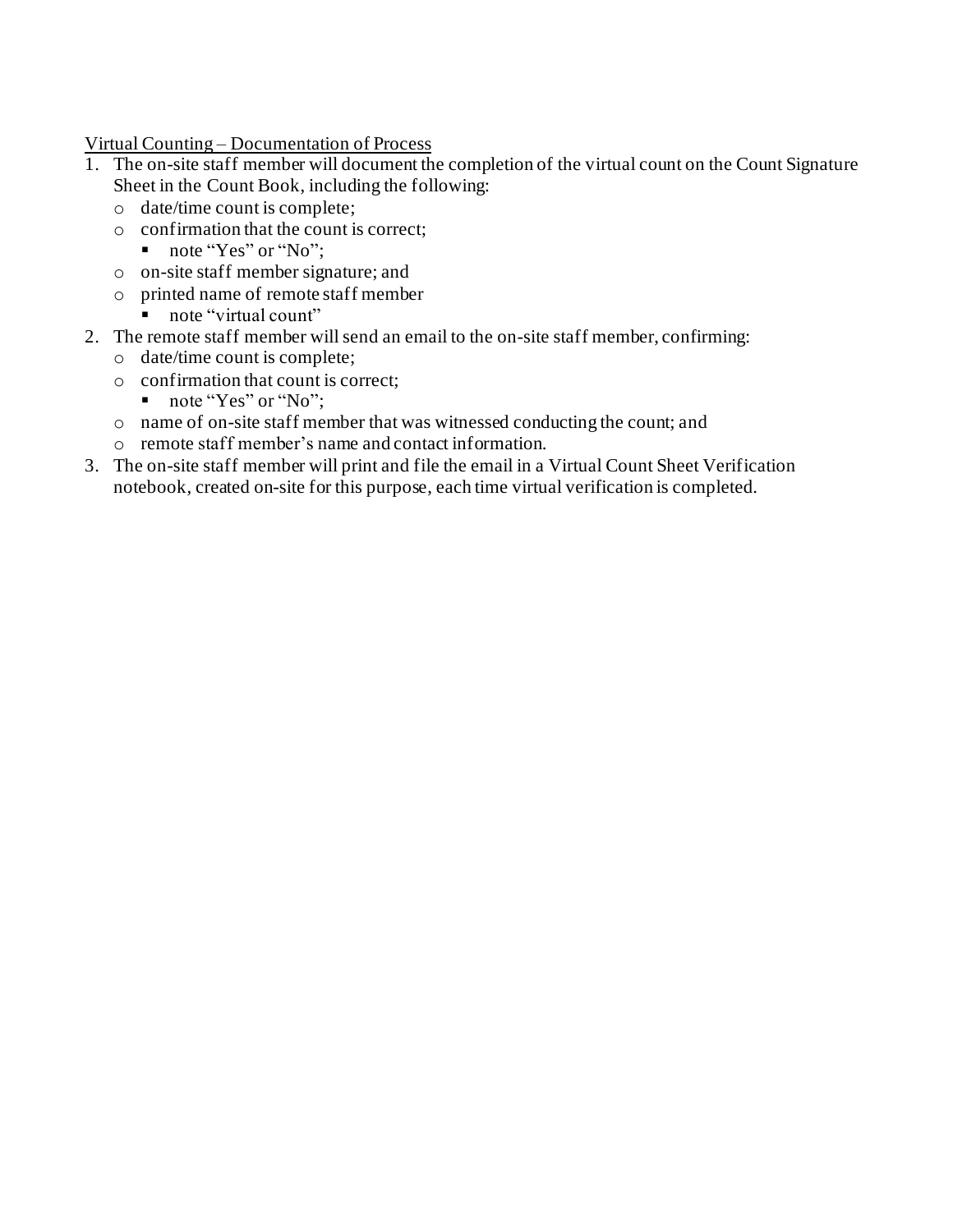<u>Virtual Counting – Documentation of Process</u>

1. The on-site staff member will document the completion of the virtual count on the Count Signature Sheet in the Count Book, including the following:
   - date/time count is complete;
   - confirmation that the count is correct;
     - note "Yes" or "No";
   - on-site staff member signature; and
   - printed name of remote staff member
     - note "virtual count"
2. The remote staff member will send an email to the on-site staff member, confirming:
   - date/time count is complete;
   - confirmation that count is correct;
     - note "Yes" or "No";
   - name of on-site staff member that was witnessed conducting the count; and
   - remote staff member's name and contact information.
3. The on-site staff member will print and file the email in a Virtual Count Sheet Verification notebook, created on-site for this purpose, each time virtual verification is completed.